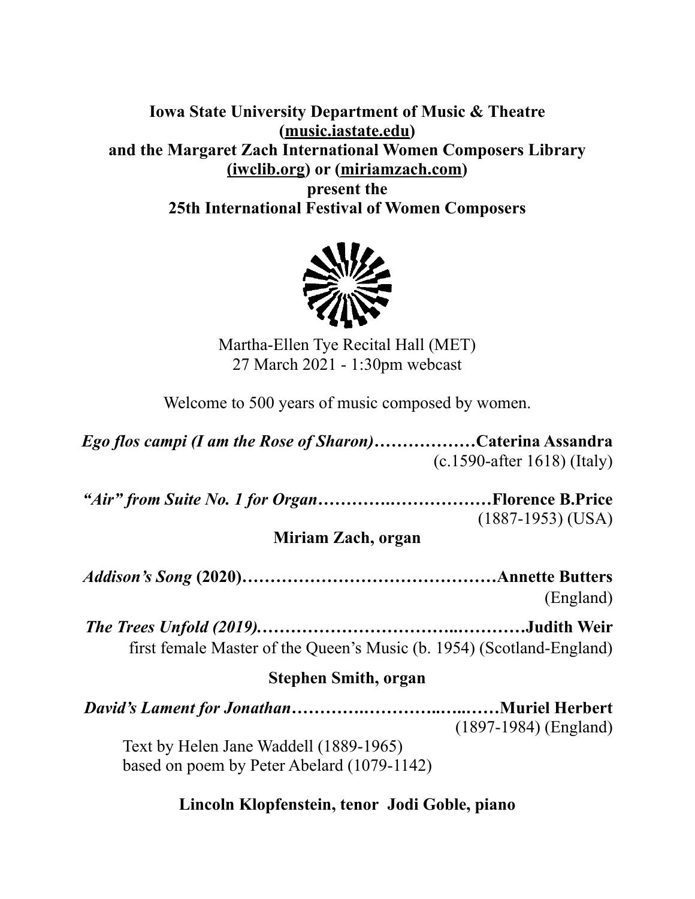**Iowa State University Department of Music & Theatre (music.iastate.edu) and the Margaret Zach International Women Composers Library (iwclib.org) or (miriamzach.com) present the 25th International Festival of Women Composers**

Martha-Ellen Tye Recital Hall (MET)
27 March 2021 - 1:30pm webcast

Welcome to 500 years of music composed by women.

***Ego flos campi (I am the Rose of Sharon)*………………Caterina Assandra**
(c.1590-after 1618) (Italy)

***"Air" from Suite No. 1 for Organ*…………….…………Florence B.Price**
(1887-1953) (USA)

**Miriam Zach, organ**

***Addison's Song* (2020)………………………………………Annette Butters**
(England)

***The Trees Unfold (2019).*…………………………..…………Judith Weir**
first female Master of the Queen's Music (b. 1954) (Scotland-England)

**Stephen Smith, organ**

***David's Lament for Jonathan*……….…………..…..……Muriel Herbert**
(1897-1984) (England)

Text by Helen Jane Waddell (1889-1965)
based on poem by Peter Abelard (1079-1142)

**Lincoln Klopfenstein, tenor Jodi Goble, piano**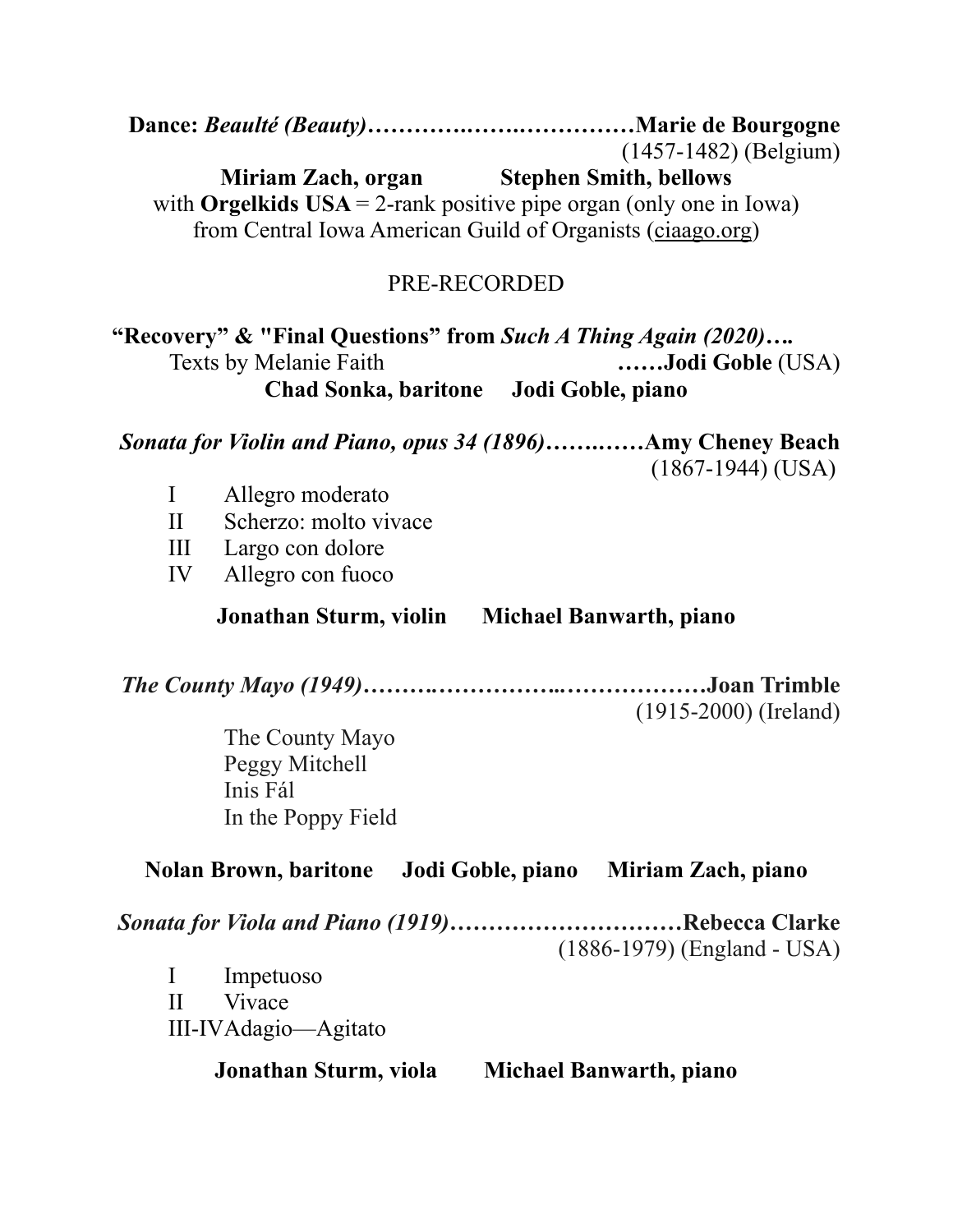**Dance: *Beaulté (Beauty)*……………………………Marie de Bourgogne**
(1457-1482) (Belgium)

**Miriam Zach, organ**  **Stephen Smith, bellows**
with **Orgelkids USA** = 2-rank positive pipe organ (only one in Iowa)
from Central Iowa American Guild of Organists (ciaago.org)

PRE-RECORDED

**"Recovery" & "Final Questions" from *Such A Thing Again (2020)*….**
Texts by Melanie Faith **……Jodi Goble** (USA)

**Chad Sonka, baritone**  **Jodi Goble, piano**

***Sonata for Violin and Piano, opus 34 (1896)*……….Amy Cheney Beach**
(1867-1944) (USA)

- I Allegro moderato
- II Scherzo: molto vivace
- III Largo con dolore
- IV Allegro con fuoco

**Jonathan Sturm, violin**  **Michael Banwarth, piano**

***The County Mayo (1949)*…………………………………….Joan Trimble**
(1915-2000) (Ireland)

The County Mayo
Peggy Mitchell
Inis Fál
In the Poppy Field

**Nolan Brown, baritone**  **Jodi Goble, piano**  **Miriam Zach, piano**

***Sonata for Viola and Piano (1919)*…………………………Rebecca Clarke**
(1886-1979) (England - USA)

- I Impetuoso
- II Vivace
- III-IV Adagio—Agitato

**Jonathan Sturm, viola**  **Michael Banwarth, piano**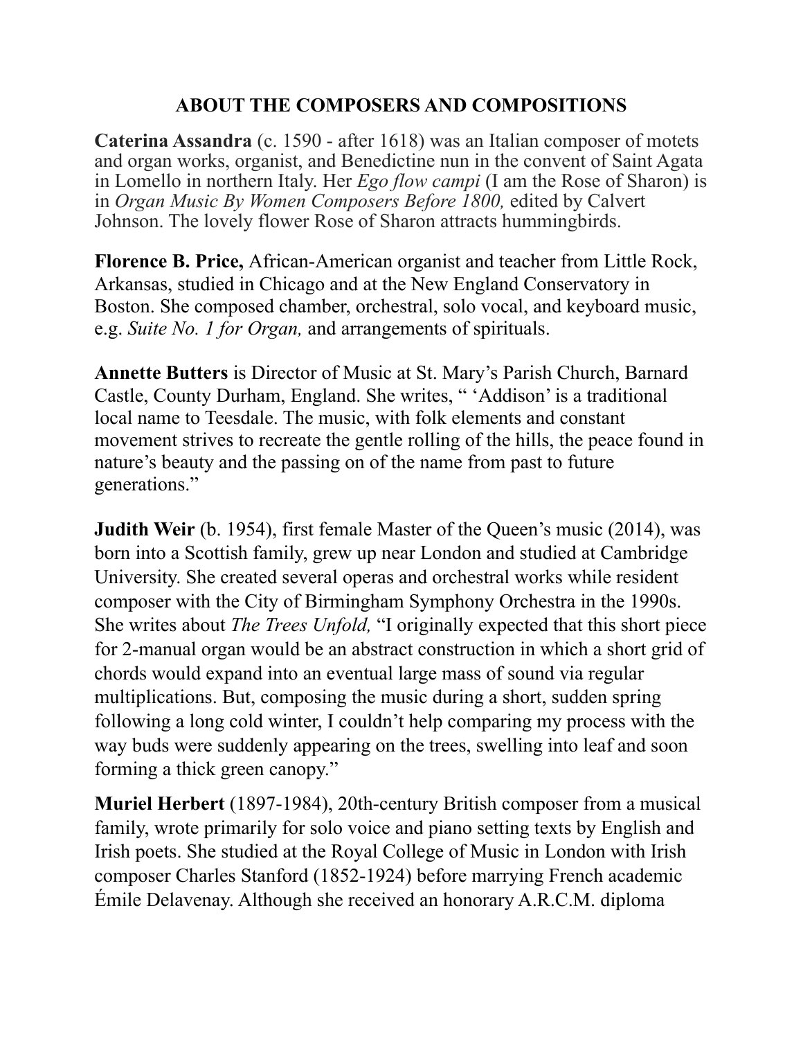## ABOUT THE COMPOSERS AND COMPOSITIONS

**Caterina Assandra** (c. 1590 - after 1618) was an Italian composer of motets and organ works, organist, and Benedictine nun in the convent of Saint Agata in Lomello in northern Italy. Her *Ego flow campi* (I am the Rose of Sharon) is in *Organ Music By Women Composers Before 1800,* edited by Calvert Johnson. The lovely flower Rose of Sharon attracts hummingbirds.

**Florence B. Price,** African-American organist and teacher from Little Rock, Arkansas, studied in Chicago and at the New England Conservatory in Boston. She composed chamber, orchestral, solo vocal, and keyboard music, e.g. *Suite No. 1 for Organ,* and arrangements of spirituals.

**Annette Butters** is Director of Music at St. Mary's Parish Church, Barnard Castle, County Durham, England. She writes, " 'Addison' is a traditional local name to Teesdale. The music, with folk elements and constant movement strives to recreate the gentle rolling of the hills, the peace found in nature's beauty and the passing on of the name from past to future generations."

**Judith Weir** (b. 1954), first female Master of the Queen's music (2014), was born into a Scottish family, grew up near London and studied at Cambridge University. She created several operas and orchestral works while resident composer with the City of Birmingham Symphony Orchestra in the 1990s. She writes about *The Trees Unfold,* "I originally expected that this short piece for 2-manual organ would be an abstract construction in which a short grid of chords would expand into an eventual large mass of sound via regular multiplications. But, composing the music during a short, sudden spring following a long cold winter, I couldn't help comparing my process with the way buds were suddenly appearing on the trees, swelling into leaf and soon forming a thick green canopy."

**Muriel Herbert** (1897-1984), 20th-century British composer from a musical family, wrote primarily for solo voice and piano setting texts by English and Irish poets. She studied at the Royal College of Music in London with Irish composer Charles Stanford (1852-1924) before marrying French academic Émile Delavenay. Although she received an honorary A.R.C.M. diploma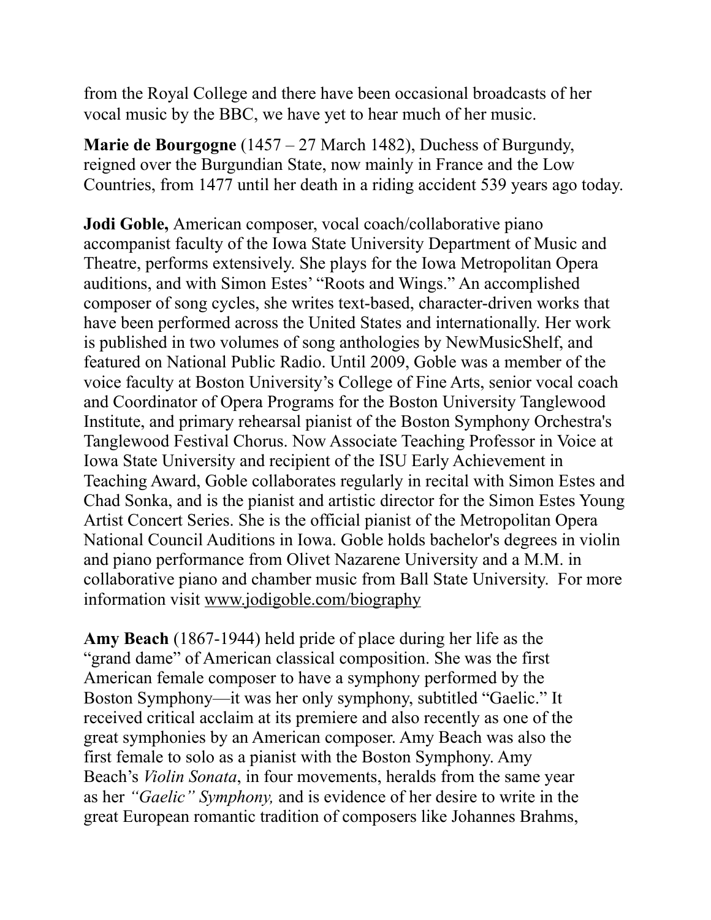from the Royal College and there have been occasional broadcasts of her vocal music by the BBC, we have yet to hear much of her music.

**Marie de Bourgogne** (1457 – 27 March 1482), Duchess of Burgundy, reigned over the Burgundian State, now mainly in France and the Low Countries, from 1477 until her death in a riding accident 539 years ago today.

**Jodi Goble,** American composer, vocal coach/collaborative piano accompanist faculty of the Iowa State University Department of Music and Theatre, performs extensively. She plays for the Iowa Metropolitan Opera auditions, and with Simon Estes' "Roots and Wings." An accomplished composer of song cycles, she writes text-based, character-driven works that have been performed across the United States and internationally. Her work is published in two volumes of song anthologies by NewMusicShelf, and featured on National Public Radio. Until 2009, Goble was a member of the voice faculty at Boston University's College of Fine Arts, senior vocal coach and Coordinator of Opera Programs for the Boston University Tanglewood Institute, and primary rehearsal pianist of the Boston Symphony Orchestra's Tanglewood Festival Chorus. Now Associate Teaching Professor in Voice at Iowa State University and recipient of the ISU Early Achievement in Teaching Award, Goble collaborates regularly in recital with Simon Estes and Chad Sonka, and is the pianist and artistic director for the Simon Estes Young Artist Concert Series. She is the official pianist of the Metropolitan Opera National Council Auditions in Iowa. Goble holds bachelor's degrees in violin and piano performance from Olivet Nazarene University and a M.M. in collaborative piano and chamber music from Ball State University. For more information visit www.jodigoble.com/biography

**Amy Beach** (1867-1944) held pride of place during her life as the "grand dame" of American classical composition. She was the first American female composer to have a symphony performed by the Boston Symphony—it was her only symphony, subtitled "Gaelic." It received critical acclaim at its premiere and also recently as one of the great symphonies by an American composer. Amy Beach was also the first female to solo as a pianist with the Boston Symphony. Amy Beach's *Violin Sonata*, in four movements, heralds from the same year as her *"Gaelic" Symphony,* and is evidence of her desire to write in the great European romantic tradition of composers like Johannes Brahms,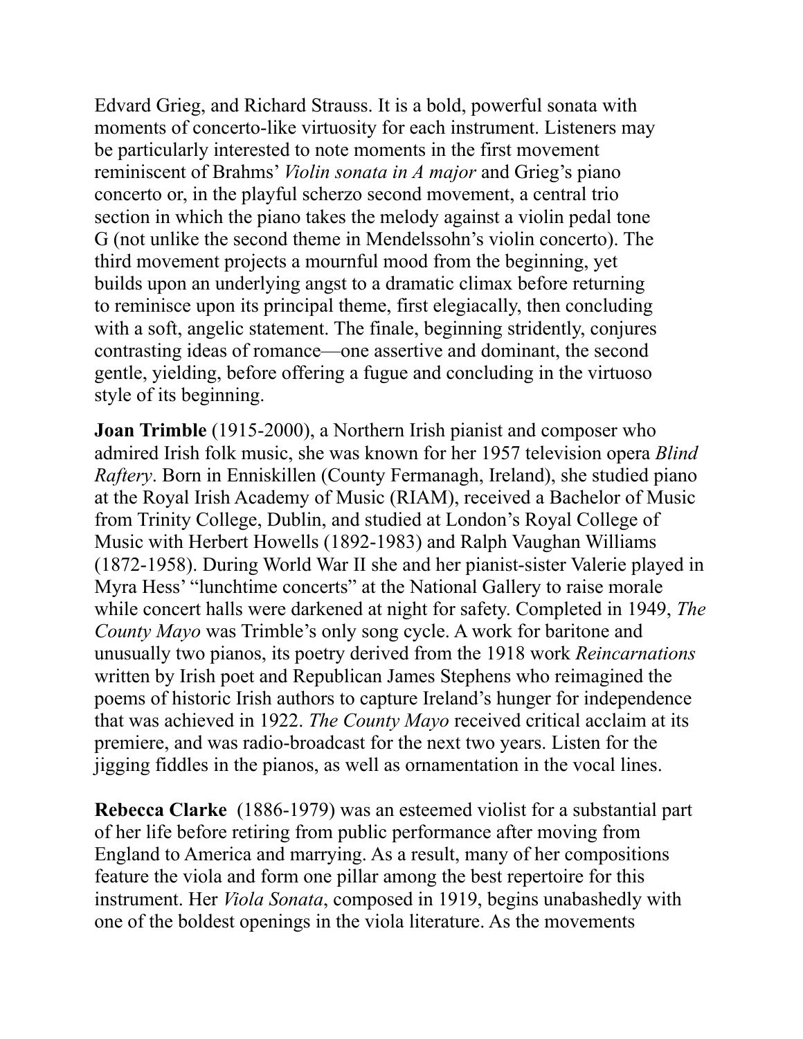Edvard Grieg, and Richard Strauss. It is a bold, powerful sonata with moments of concerto-like virtuosity for each instrument. Listeners may be particularly interested to note moments in the first movement reminiscent of Brahms' *Violin sonata in A major* and Grieg's piano concerto or, in the playful scherzo second movement, a central trio section in which the piano takes the melody against a violin pedal tone G (not unlike the second theme in Mendelssohn's violin concerto). The third movement projects a mournful mood from the beginning, yet builds upon an underlying angst to a dramatic climax before returning to reminisce upon its principal theme, first elegiacally, then concluding with a soft, angelic statement. The finale, beginning stridently, conjures contrasting ideas of romance—one assertive and dominant, the second gentle, yielding, before offering a fugue and concluding in the virtuoso style of its beginning.

**Joan Trimble** (1915-2000), a Northern Irish pianist and composer who admired Irish folk music, she was known for her 1957 television opera *Blind Raftery*. Born in Enniskillen (County Fermanagh, Ireland), she studied piano at the Royal Irish Academy of Music (RIAM), received a Bachelor of Music from Trinity College, Dublin, and studied at London's Royal College of Music with Herbert Howells (1892-1983) and Ralph Vaughan Williams (1872-1958). During World War II she and her pianist-sister Valerie played in Myra Hess' "lunchtime concerts" at the National Gallery to raise morale while concert halls were darkened at night for safety. Completed in 1949, *The County Mayo* was Trimble's only song cycle. A work for baritone and unusually two pianos, its poetry derived from the 1918 work *Reincarnations* written by Irish poet and Republican James Stephens who reimagined the poems of historic Irish authors to capture Ireland's hunger for independence that was achieved in 1922. *The County Mayo* received critical acclaim at its premiere, and was radio-broadcast for the next two years. Listen for the jigging fiddles in the pianos, as well as ornamentation in the vocal lines.

**Rebecca Clarke** (1886-1979) was an esteemed violist for a substantial part of her life before retiring from public performance after moving from England to America and marrying. As a result, many of her compositions feature the viola and form one pillar among the best repertoire for this instrument. Her *Viola Sonata*, composed in 1919, begins unabashedly with one of the boldest openings in the viola literature. As the movements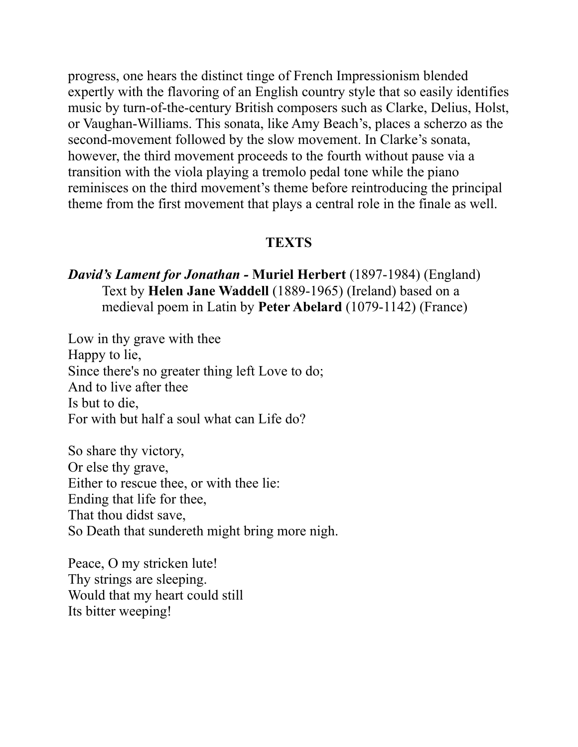progress, one hears the distinct tinge of French Impressionism blended expertly with the flavoring of an English country style that so easily identifies music by turn-of-the-century British composers such as Clarke, Delius, Holst, or Vaughan-Williams. This sonata, like Amy Beach's, places a scherzo as the second-movement followed by the slow movement. In Clarke's sonata, however, the third movement proceeds to the fourth without pause via a transition with the viola playing a tremolo pedal tone while the piano reminisces on the third movement's theme before reintroducing the principal theme from the first movement that plays a central role in the finale as well.

## TEXTS

***David's Lament for Jonathan* - Muriel Herbert** (1897-1984) (England)
Text by **Helen Jane Waddell** (1889-1965) (Ireland) based on a medieval poem in Latin by **Peter Abelard** (1079-1142) (France)

Low in thy grave with thee
Happy to lie,
Since there's no greater thing left Love to do;
And to live after thee
Is but to die,
For with but half a soul what can Life do?

So share thy victory,
Or else thy grave,
Either to rescue thee, or with thee lie:
Ending that life for thee,
That thou didst save,
So Death that sundereth might bring more nigh.

Peace, O my stricken lute!
Thy strings are sleeping.
Would that my heart could still
Its bitter weeping!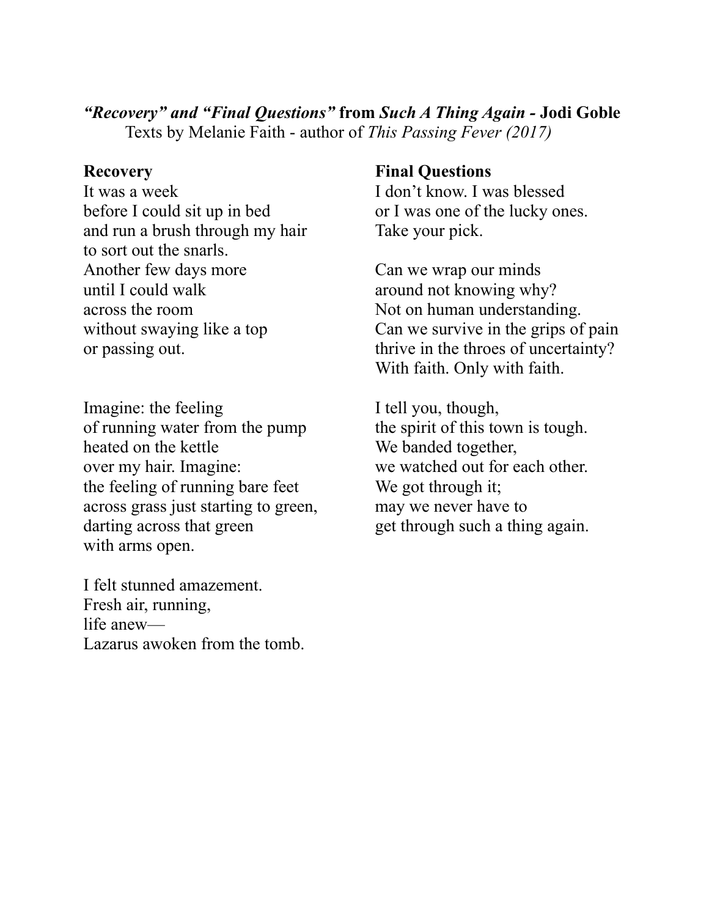***"Recovery" and "Final Questions"* from *Such A Thing Again* - Jodi Goble**

Texts by Melanie Faith - author of *This Passing Fever (2017)*

**Recovery**

It was a week  
before I could sit up in bed  
and run a brush through my hair  
to sort out the snarls.  
Another few days more  
until I could walk  
across the room  
without swaying like a top  
or passing out.

Imagine: the feeling  
of running water from the pump  
heated on the kettle  
over my hair. Imagine:  
the feeling of running bare feet  
across grass just starting to green,  
darting across that green  
with arms open.

I felt stunned amazement.  
Fresh air, running,  
life anew—  
Lazarus awoken from the tomb.

**Final Questions**

I don't know. I was blessed  
or I was one of the lucky ones.  
Take your pick.

Can we wrap our minds  
around not knowing why?  
Not on human understanding.  
Can we survive in the grips of pain  
thrive in the throes of uncertainty?  
With faith. Only with faith.

I tell you, though,  
the spirit of this town is tough.  
We banded together,  
we watched out for each other.  
We got through it;  
may we never have to  
get through such a thing again.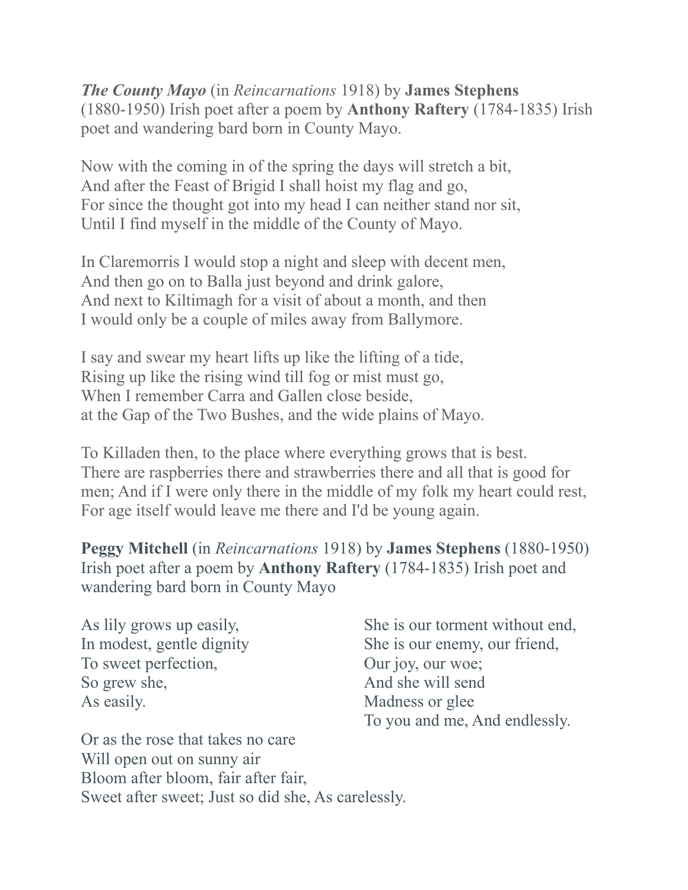***The County Mayo*** (in *Reincarnations* 1918) by **James Stephens** (1880-1950) Irish poet after a poem by **Anthony Raftery** (1784-1835) Irish poet and wandering bard born in County Mayo.

Now with the coming in of the spring the days will stretch a bit,  
And after the Feast of Brigid I shall hoist my flag and go,  
For since the thought got into my head I can neither stand nor sit,  
Until I find myself in the middle of the County of Mayo.

In Claremorris I would stop a night and sleep with decent men,  
And then go on to Balla just beyond and drink galore,  
And next to Kiltimagh for a visit of about a month, and then  
I would only be a couple of miles away from Ballymore.

I say and swear my heart lifts up like the lifting of a tide,  
Rising up like the rising wind till fog or mist must go,  
When I remember Carra and Gallen close beside,  
at the Gap of the Two Bushes, and the wide plains of Mayo.

To Killaden then, to the place where everything grows that is best.  
There are raspberries there and strawberries there and all that is good for men; And if I were only there in the middle of my folk my heart could rest,  
For age itself would leave me there and I'd be young again.

**Peggy Mitchell** (in *Reincarnations* 1918) by **James Stephens** (1880-1950) Irish poet after a poem by **Anthony Raftery** (1784-1835) Irish poet and wandering bard born in County Mayo

As lily grows up easily,  
In modest, gentle dignity  
To sweet perfection,  
So grew she,  
As easily.

Or as the rose that takes no care  
Will open out on sunny air  
Bloom after bloom, fair after fair,  
Sweet after sweet; Just so did she, As carelessly.

She is our torment without end,  
She is our enemy, our friend,  
Our joy, our woe;  
And she will send  
Madness or glee  
To you and me, And endlessly.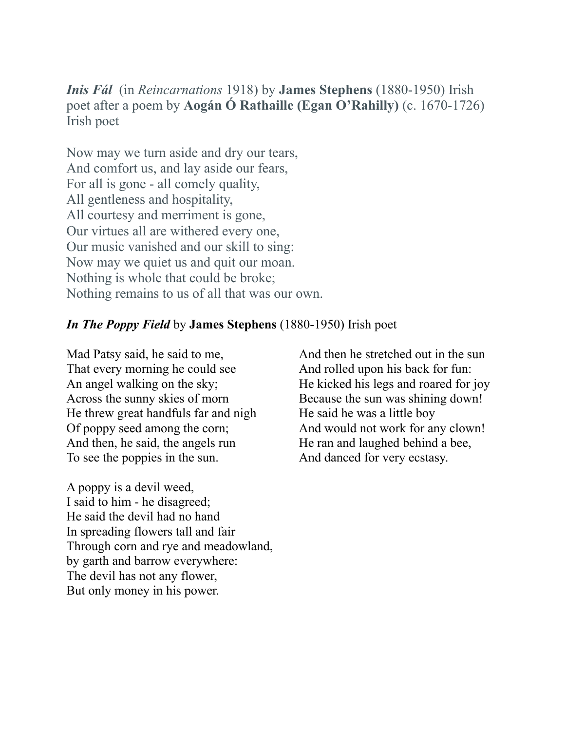***Inis Fál*** (in *Reincarnations* 1918) by **James Stephens** (1880-1950) Irish poet after a poem by **Aogán Ó Rathaille (Egan O'Rahilly)** (c. 1670-1726) Irish poet

Now may we turn aside and dry our tears,  
And comfort us, and lay aside our fears,  
For all is gone - all comely quality,  
All gentleness and hospitality,  
All courtesy and merriment is gone,  
Our virtues all are withered every one,  
Our music vanished and our skill to sing:  
Now may we quiet us and quit our moan.  
Nothing is whole that could be broke;  
Nothing remains to us of all that was our own.

***In The Poppy Field*** by **James Stephens** (1880-1950) Irish poet

Mad Patsy said, he said to me,  
That every morning he could see  
An angel walking on the sky;  
Across the sunny skies of morn  
He threw great handfuls far and nigh  
Of poppy seed among the corn;  
And then, he said, the angels run  
To see the poppies in the sun.

A poppy is a devil weed,  
I said to him - he disagreed;  
He said the devil had no hand  
In spreading flowers tall and fair  
Through corn and rye and meadowland,  
by garth and barrow everywhere:  
The devil has not any flower,  
But only money in his power.

And then he stretched out in the sun  
And rolled upon his back for fun:  
He kicked his legs and roared for joy  
Because the sun was shining down!  
He said he was a little boy  
And would not work for any clown!  
He ran and laughed behind a bee,  
And danced for very ecstasy.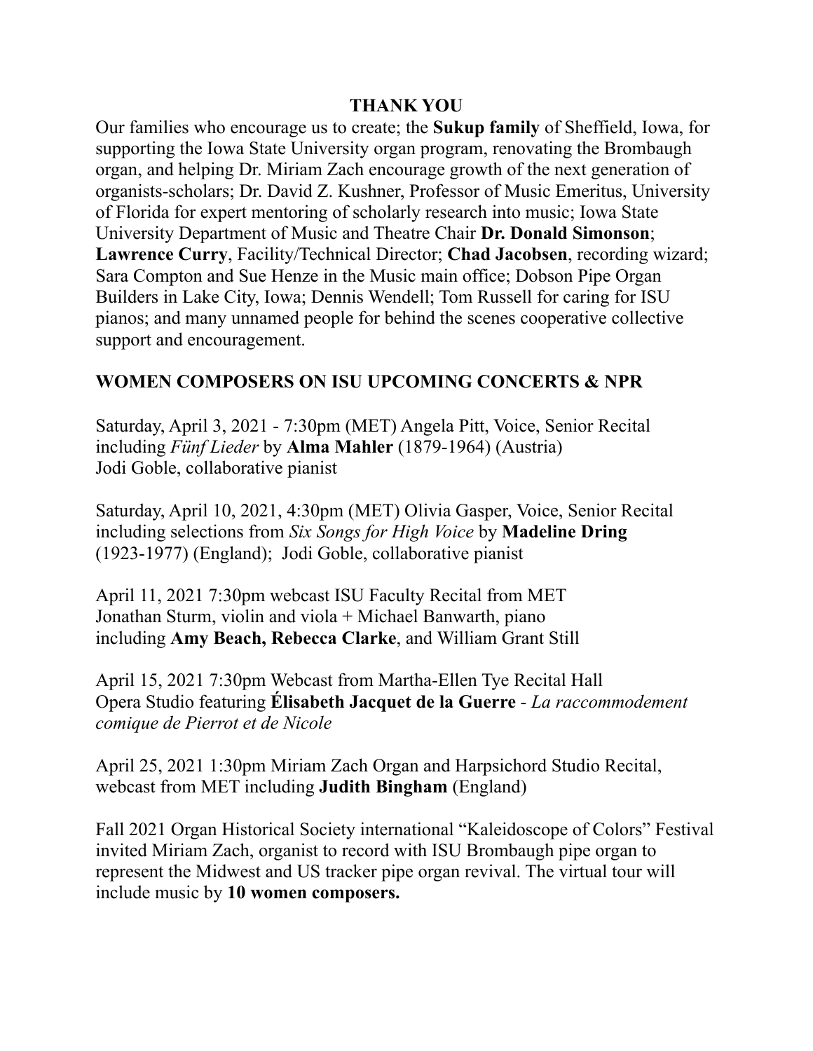## THANK YOU

Our families who encourage us to create; the **Sukup family** of Sheffield, Iowa, for supporting the Iowa State University organ program, renovating the Brombaugh organ, and helping Dr. Miriam Zach encourage growth of the next generation of organists-scholars; Dr. David Z. Kushner, Professor of Music Emeritus, University of Florida for expert mentoring of scholarly research into music; Iowa State University Department of Music and Theatre Chair **Dr. Donald Simonson**; **Lawrence Curry**, Facility/Technical Director; **Chad Jacobsen**, recording wizard; Sara Compton and Sue Henze in the Music main office; Dobson Pipe Organ Builders in Lake City, Iowa; Dennis Wendell; Tom Russell for caring for ISU pianos; and many unnamed people for behind the scenes cooperative collective support and encouragement.

## WOMEN COMPOSERS ON ISU UPCOMING CONCERTS & NPR

Saturday, April 3, 2021 - 7:30pm (MET) Angela Pitt, Voice, Senior Recital including *Fünf Lieder* by **Alma Mahler** (1879-1964) (Austria)
Jodi Goble, collaborative pianist

Saturday, April 10, 2021, 4:30pm (MET) Olivia Gasper, Voice, Senior Recital including selections from *Six Songs for High Voice* by **Madeline Dring** (1923-1977) (England); Jodi Goble, collaborative pianist

April 11, 2021 7:30pm webcast ISU Faculty Recital from MET
Jonathan Sturm, violin and viola + Michael Banwarth, piano
including **Amy Beach, Rebecca Clarke**, and William Grant Still

April 15, 2021 7:30pm Webcast from Martha-Ellen Tye Recital Hall
Opera Studio featuring **Élisabeth Jacquet de la Guerre** - *La raccommodement comique de Pierrot et de Nicole*

April 25, 2021 1:30pm Miriam Zach Organ and Harpsichord Studio Recital, webcast from MET including **Judith Bingham** (England)

Fall 2021 Organ Historical Society international "Kaleidoscope of Colors" Festival invited Miriam Zach, organist to record with ISU Brombaugh pipe organ to represent the Midwest and US tracker pipe organ revival. The virtual tour will include music by **10 women composers.**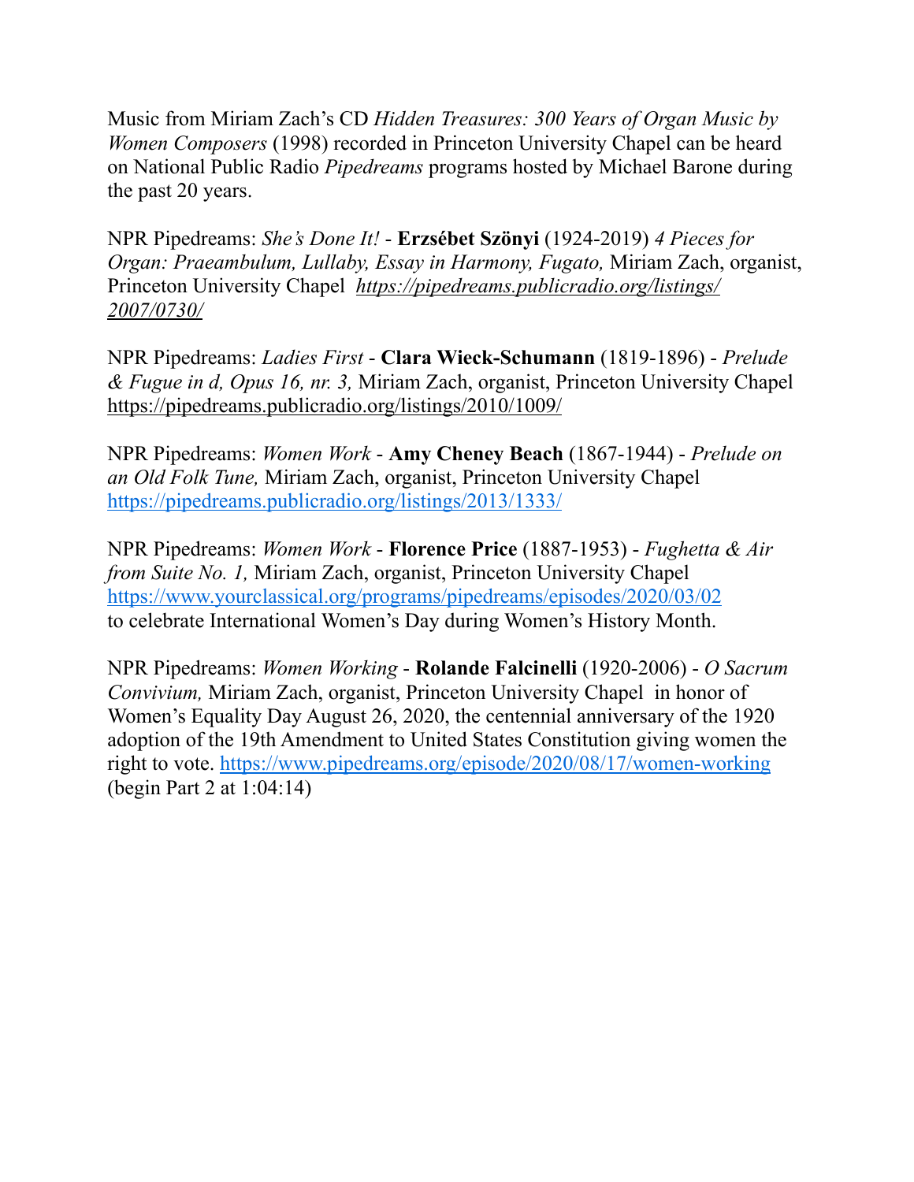Music from Miriam Zach's CD *Hidden Treasures: 300 Years of Organ Music by Women Composers* (1998) recorded in Princeton University Chapel can be heard on National Public Radio *Pipedreams* programs hosted by Michael Barone during the past 20 years.

NPR Pipedreams: *She's Done It!* - **Erzsébet Szönyi** (1924-2019) *4 Pieces for Organ: Praeambulum, Lullaby, Essay in Harmony, Fugato,* Miriam Zach, organist, Princeton University Chapel *https://pipedreams.publicradio.org/listings/2007/0730/*

NPR Pipedreams: *Ladies First* - **Clara Wieck-Schumann** (1819-1896) - *Prelude & Fugue in d, Opus 16, nr. 3,* Miriam Zach, organist, Princeton University Chapel https://pipedreams.publicradio.org/listings/2010/1009/

NPR Pipedreams: *Women Work* - **Amy Cheney Beach** (1867-1944) - *Prelude on an Old Folk Tune,* Miriam Zach, organist, Princeton University Chapel https://pipedreams.publicradio.org/listings/2013/1333/

NPR Pipedreams: *Women Work* - **Florence Price** (1887-1953) - *Fughetta & Air from Suite No. 1,* Miriam Zach, organist, Princeton University Chapel https://www.yourclassical.org/programs/pipedreams/episodes/2020/03/02 to celebrate International Women's Day during Women's History Month.

NPR Pipedreams: *Women Working* - **Rolande Falcinelli** (1920-2006) - *O Sacrum Convivium,* Miriam Zach, organist, Princeton University Chapel in honor of Women's Equality Day August 26, 2020, the centennial anniversary of the 1920 adoption of the 19th Amendment to United States Constitution giving women the right to vote. https://www.pipedreams.org/episode/2020/08/17/women-working (begin Part 2 at 1:04:14)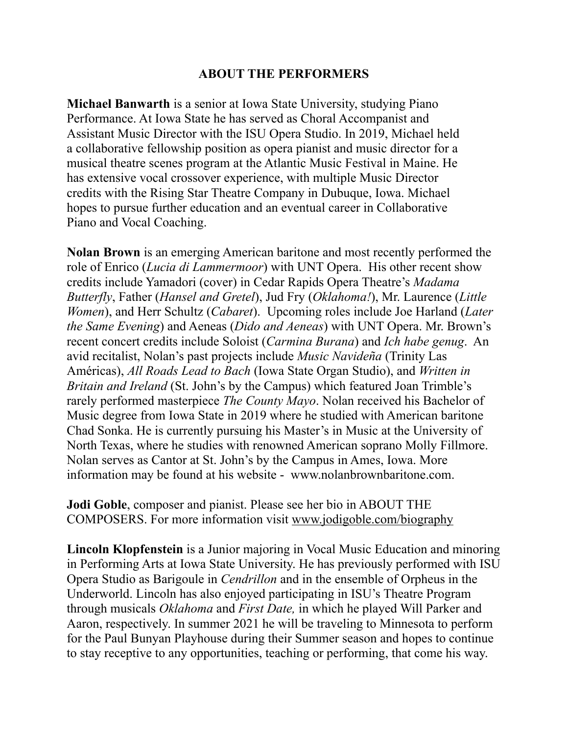## ABOUT THE PERFORMERS

**Michael Banwarth** is a senior at Iowa State University, studying Piano Performance. At Iowa State he has served as Choral Accompanist and Assistant Music Director with the ISU Opera Studio. In 2019, Michael held a collaborative fellowship position as opera pianist and music director for a musical theatre scenes program at the Atlantic Music Festival in Maine. He has extensive vocal crossover experience, with multiple Music Director credits with the Rising Star Theatre Company in Dubuque, Iowa. Michael hopes to pursue further education and an eventual career in Collaborative Piano and Vocal Coaching.

**Nolan Brown** is an emerging American baritone and most recently performed the role of Enrico (*Lucia di Lammermoor*) with UNT Opera. His other recent show credits include Yamadori (cover) in Cedar Rapids Opera Theatre's *Madama Butterfly*, Father (*Hansel and Gretel*), Jud Fry (*Oklahoma!*), Mr. Laurence (*Little Women*), and Herr Schultz (*Cabaret*). Upcoming roles include Joe Harland (*Later the Same Evening*) and Aeneas (*Dido and Aeneas*) with UNT Opera. Mr. Brown's recent concert credits include Soloist (*Carmina Burana*) and *Ich habe genug*. An avid recitalist, Nolan's past projects include *Music Navideña* (Trinity Las Américas), *All Roads Lead to Bach* (Iowa State Organ Studio), and *Written in Britain and Ireland* (St. John's by the Campus) which featured Joan Trimble's rarely performed masterpiece *The County Mayo*. Nolan received his Bachelor of Music degree from Iowa State in 2019 where he studied with American baritone Chad Sonka. He is currently pursuing his Master's in Music at the University of North Texas, where he studies with renowned American soprano Molly Fillmore. Nolan serves as Cantor at St. John's by the Campus in Ames, Iowa. More information may be found at his website - www.nolanbrownbaritone.com.

**Jodi Goble**, composer and pianist. Please see her bio in ABOUT THE COMPOSERS. For more information visit www.jodigoble.com/biography

**Lincoln Klopfenstein** is a Junior majoring in Vocal Music Education and minoring in Performing Arts at Iowa State University. He has previously performed with ISU Opera Studio as Barigoule in *Cendrillon* and in the ensemble of Orpheus in the Underworld. Lincoln has also enjoyed participating in ISU's Theatre Program through musicals *Oklahoma* and *First Date,* in which he played Will Parker and Aaron, respectively. In summer 2021 he will be traveling to Minnesota to perform for the Paul Bunyan Playhouse during their Summer season and hopes to continue to stay receptive to any opportunities, teaching or performing, that come his way.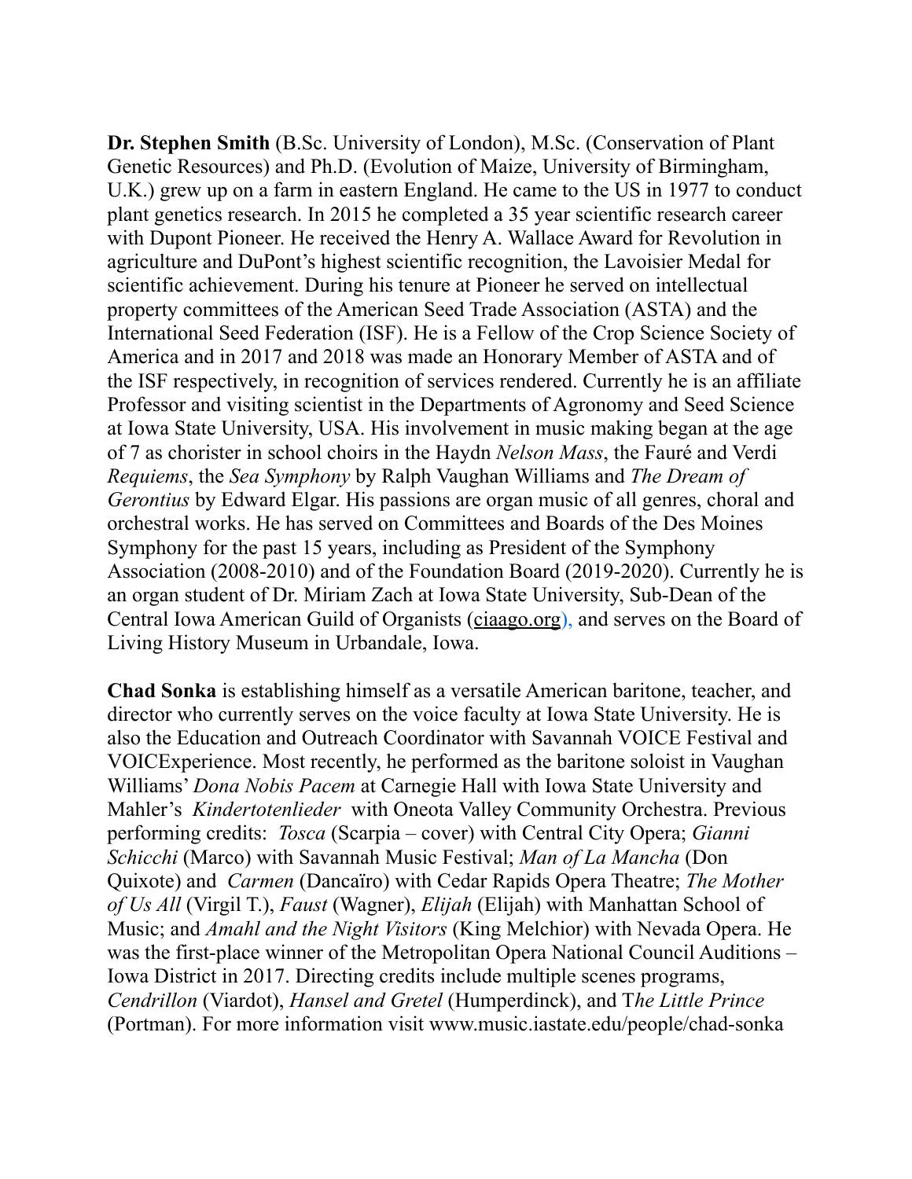**Dr. Stephen Smith** (B.Sc. University of London), M.Sc. (Conservation of Plant Genetic Resources) and Ph.D. (Evolution of Maize, University of Birmingham, U.K.) grew up on a farm in eastern England. He came to the US in 1977 to conduct plant genetics research. In 2015 he completed a 35 year scientific research career with Dupont Pioneer. He received the Henry A. Wallace Award for Revolution in agriculture and DuPont's highest scientific recognition, the Lavoisier Medal for scientific achievement. During his tenure at Pioneer he served on intellectual property committees of the American Seed Trade Association (ASTA) and the International Seed Federation (ISF). He is a Fellow of the Crop Science Society of America and in 2017 and 2018 was made an Honorary Member of ASTA and of the ISF respectively, in recognition of services rendered. Currently he is an affiliate Professor and visiting scientist in the Departments of Agronomy and Seed Science at Iowa State University, USA. His involvement in music making began at the age of 7 as chorister in school choirs in the Haydn *Nelson Mass*, the Fauré and Verdi *Requiems*, the *Sea Symphony* by Ralph Vaughan Williams and *The Dream of Gerontius* by Edward Elgar. His passions are organ music of all genres, choral and orchestral works. He has served on Committees and Boards of the Des Moines Symphony for the past 15 years, including as President of the Symphony Association (2008-2010) and of the Foundation Board (2019-2020). Currently he is an organ student of Dr. Miriam Zach at Iowa State University, Sub-Dean of the Central Iowa American Guild of Organists (ciaago.org), and serves on the Board of Living History Museum in Urbandale, Iowa.

**Chad Sonka** is establishing himself as a versatile American baritone, teacher, and director who currently serves on the voice faculty at Iowa State University. He is also the Education and Outreach Coordinator with Savannah VOICE Festival and VOICExperience. Most recently, he performed as the baritone soloist in Vaughan Williams' *Dona Nobis Pacem* at Carnegie Hall with Iowa State University and Mahler's *Kindertotenlieder* with Oneota Valley Community Orchestra. Previous performing credits: *Tosca* (Scarpia – cover) with Central City Opera; *Gianni Schicchi* (Marco) with Savannah Music Festival; *Man of La Mancha* (Don Quixote) and *Carmen* (Dancaïro) with Cedar Rapids Opera Theatre; *The Mother of Us All* (Virgil T.), *Faust* (Wagner), *Elijah* (Elijah) with Manhattan School of Music; and *Amahl and the Night Visitors* (King Melchior) with Nevada Opera. He was the first-place winner of the Metropolitan Opera National Council Auditions – Iowa District in 2017. Directing credits include multiple scenes programs, *Cendrillon* (Viardot), *Hansel and Gretel* (Humperdinck), and *The Little Prince* (Portman). For more information visit www.music.iastate.edu/people/chad-sonka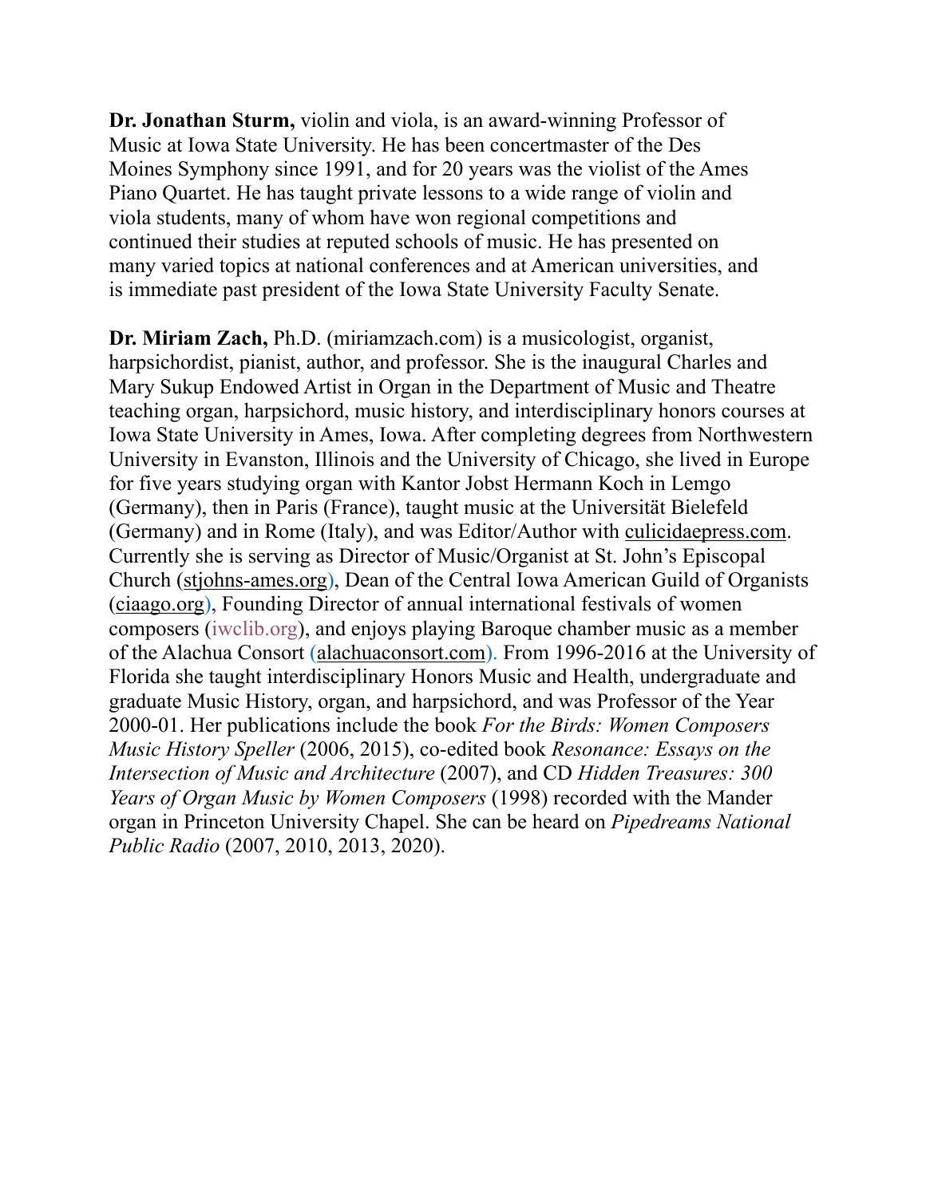**Dr. Jonathan Sturm,** violin and viola, is an award-winning Professor of Music at Iowa State University. He has been concertmaster of the Des Moines Symphony since 1991, and for 20 years was the violist of the Ames Piano Quartet. He has taught private lessons to a wide range of violin and viola students, many of whom have won regional competitions and continued their studies at reputed schools of music. He has presented on many varied topics at national conferences and at American universities, and is immediate past president of the Iowa State University Faculty Senate.

**Dr. Miriam Zach,** Ph.D. (miriamzach.com) is a musicologist, organist, harpsichordist, pianist, author, and professor. She is the inaugural Charles and Mary Sukup Endowed Artist in Organ in the Department of Music and Theatre teaching organ, harpsichord, music history, and interdisciplinary honors courses at Iowa State University in Ames, Iowa. After completing degrees from Northwestern University in Evanston, Illinois and the University of Chicago, she lived in Europe for five years studying organ with Kantor Jobst Hermann Koch in Lemgo (Germany), then in Paris (France), taught music at the Universität Bielefeld (Germany) and in Rome (Italy), and was Editor/Author with culicidaepress.com. Currently she is serving as Director of Music/Organist at St. John's Episcopal Church (stjohns-ames.org), Dean of the Central Iowa American Guild of Organists (ciaago.org), Founding Director of annual international festivals of women composers (iwclib.org), and enjoys playing Baroque chamber music as a member of the Alachua Consort (alachuaconsort.com). From 1996-2016 at the University of Florida she taught interdisciplinary Honors Music and Health, undergraduate and graduate Music History, organ, and harpsichord, and was Professor of the Year 2000-01. Her publications include the book *For the Birds: Women Composers Music History Speller* (2006, 2015), co-edited book *Resonance: Essays on the Intersection of Music and Architecture* (2007), and CD *Hidden Treasures: 300 Years of Organ Music by Women Composers* (1998) recorded with the Mander organ in Princeton University Chapel. She can be heard on *Pipedreams National Public Radio* (2007, 2010, 2013, 2020).